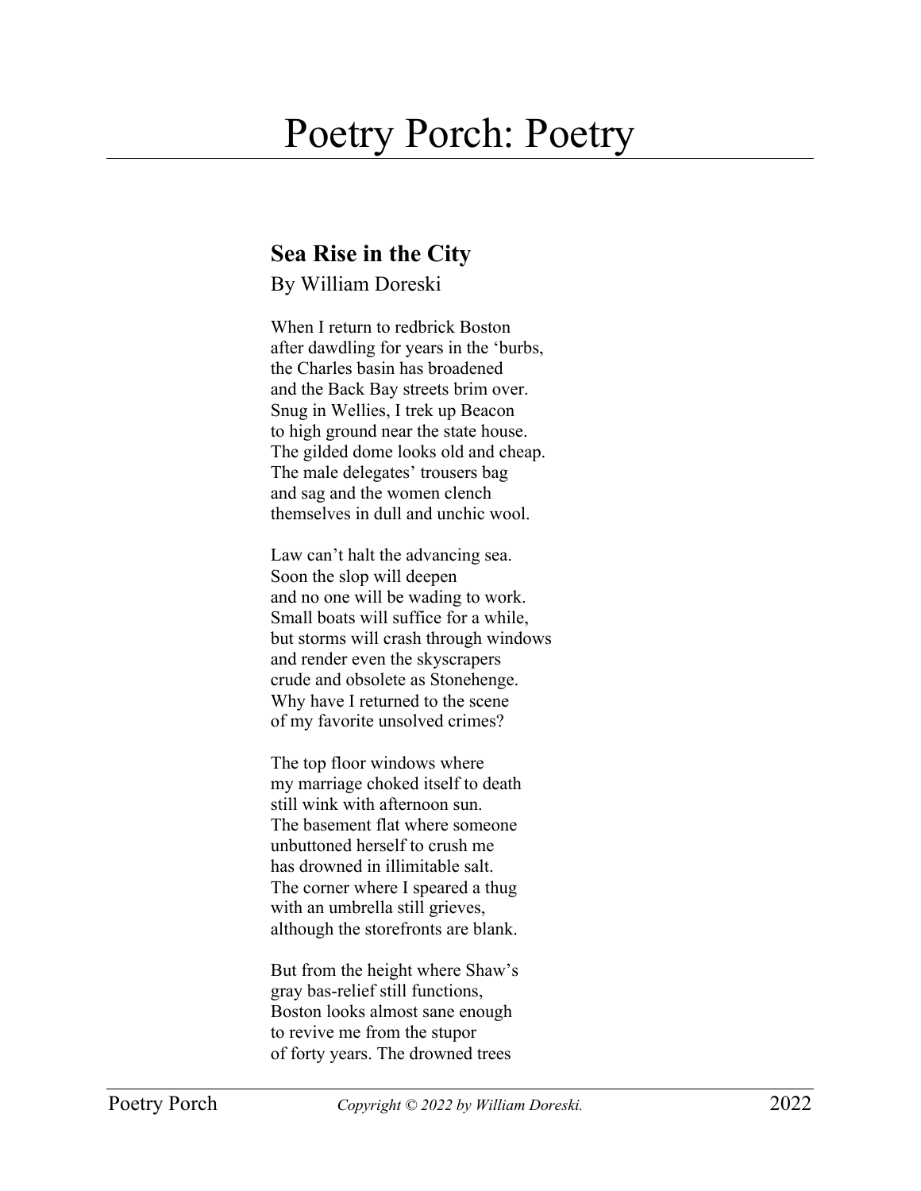# Poetry Porch: Poetry

## Sea Rise in the City

By William Doreski

When I return to redbrick Boston
after dawdling for years in the 'burbs,
the Charles basin has broadened
and the Back Bay streets brim over.
Snug in Wellies, I trek up Beacon
to high ground near the state house.
The gilded dome looks old and cheap.
The male delegates' trousers bag
and sag and the women clench
themselves in dull and unchic wool.

Law can't halt the advancing sea.
Soon the slop will deepen
and no one will be wading to work.
Small boats will suffice for a while,
but storms will crash through windows
and render even the skyscrapers
crude and obsolete as Stonehenge.
Why have I returned to the scene
of my favorite unsolved crimes?

The top floor windows where
my marriage choked itself to death
still wink with afternoon sun.
The basement flat where someone
unbuttoned herself to crush me
has drowned in illimitable salt.
The corner where I speared a thug
with an umbrella still grieves,
although the storefronts are blank.

But from the height where Shaw's
gray bas-relief still functions,
Boston looks almost sane enough
to revive me from the stupor
of forty years. The drowned trees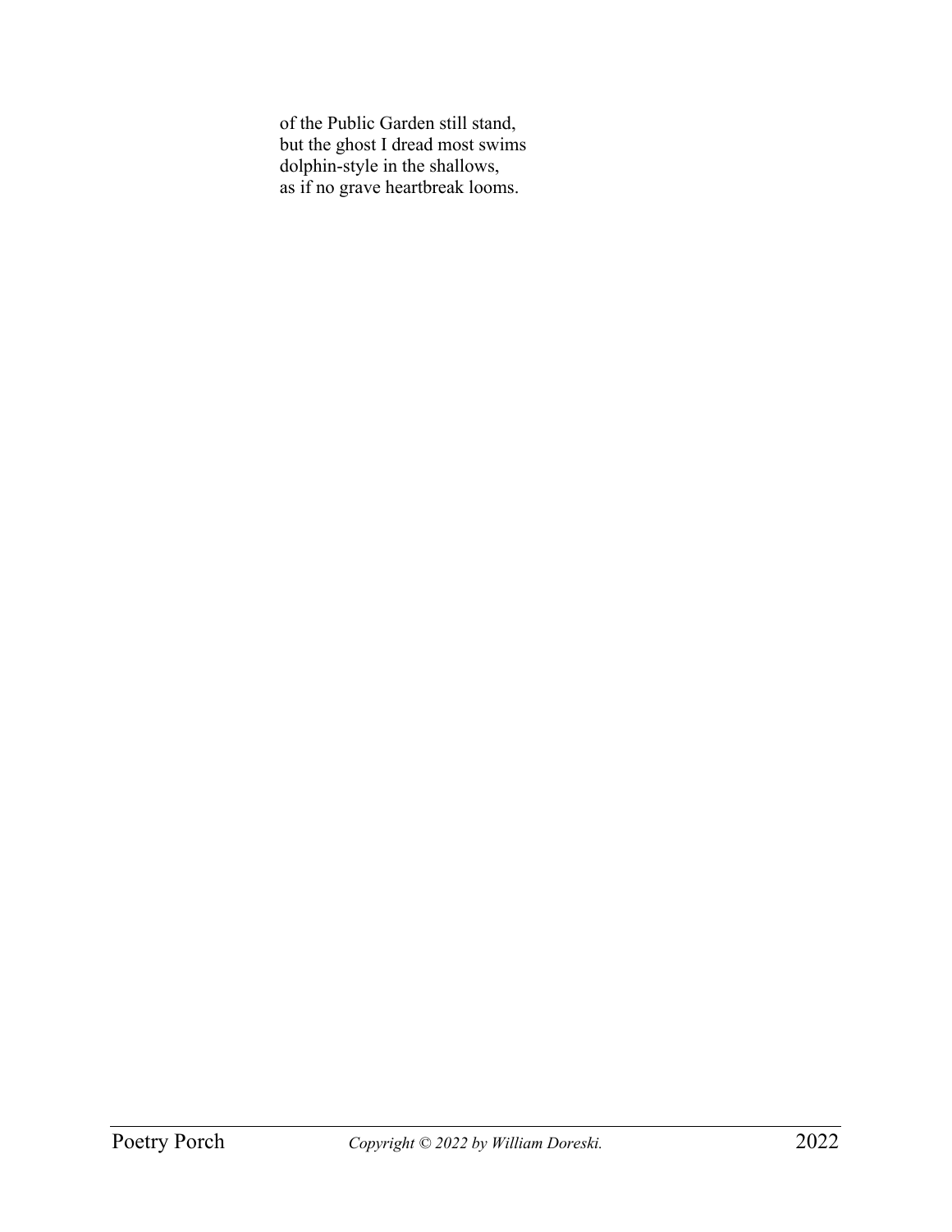of the Public Garden still stand,  
but the ghost I dread most swims  
dolphin-style in the shallows,  
as if no grave heartbreak looms.

*Copyright © 2022 by William Doreski.*